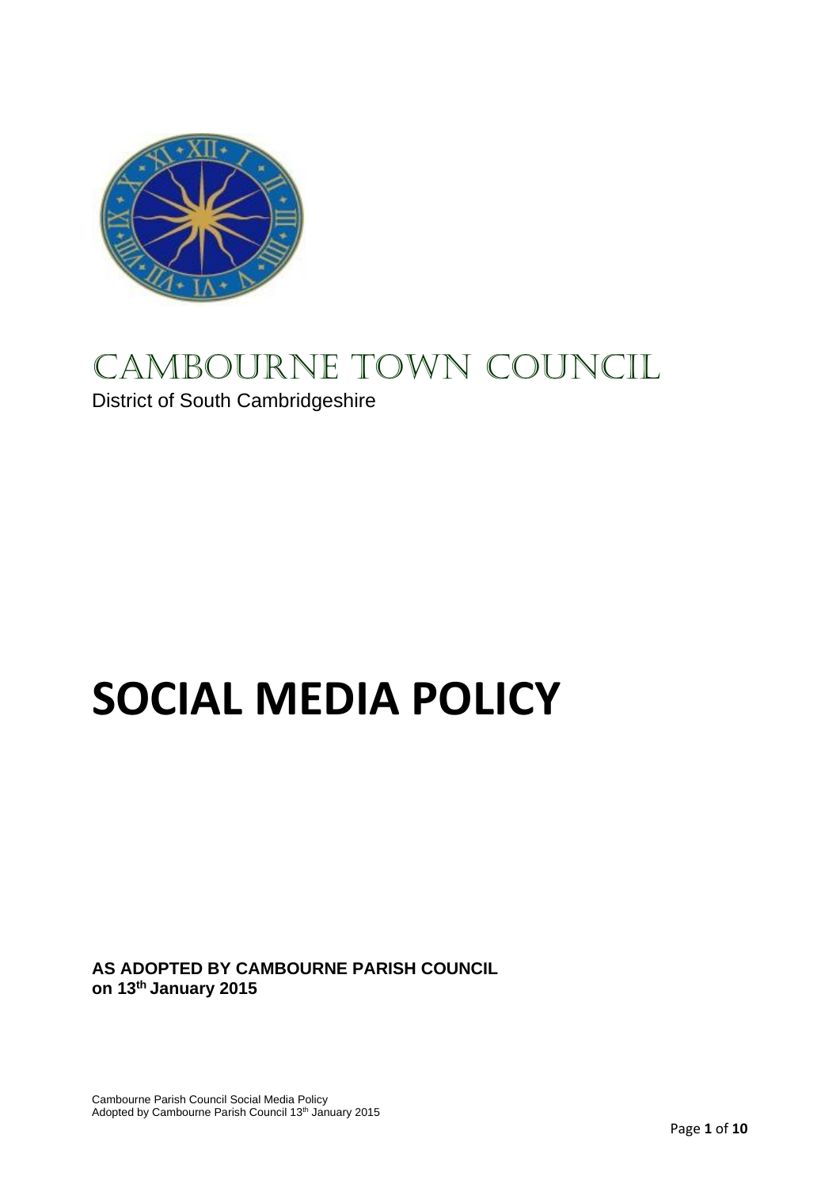# CAMBOURNE TOWN COUNCIL

District of South Cambridgeshire

# SOCIAL MEDIA POLICY

**AS ADOPTED BY CAMBOURNE PARISH COUNCIL on 13th January 2015**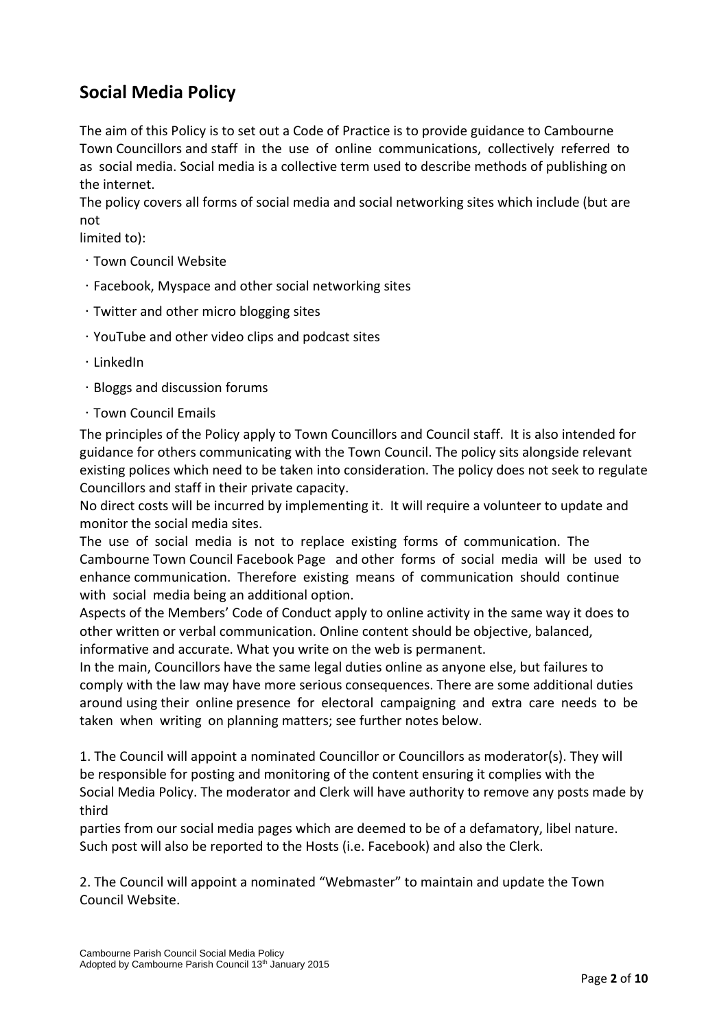## Social Media Policy

The aim of this Policy is to set out a Code of Practice is to provide guidance to Cambourne Town Councillors and staff in the use of online communications, collectively referred to as social media. Social media is a collective term used to describe methods of publishing on the internet.

The policy covers all forms of social media and social networking sites which include (but are not limited to):

- Town Council Website
- Facebook, Myspace and other social networking sites
- Twitter and other micro blogging sites
- YouTube and other video clips and podcast sites
- LinkedIn
- Bloggs and discussion forums
- Town Council Emails

The principles of the Policy apply to Town Councillors and Council staff. It is also intended for guidance for others communicating with the Town Council. The policy sits alongside relevant existing polices which need to be taken into consideration. The policy does not seek to regulate Councillors and staff in their private capacity.

No direct costs will be incurred by implementing it. It will require a volunteer to update and monitor the social media sites.

The use of social media is not to replace existing forms of communication. The Cambourne Town Council Facebook Page and other forms of social media will be used to enhance communication. Therefore existing means of communication should continue with social media being an additional option.

Aspects of the Members' Code of Conduct apply to online activity in the same way it does to other written or verbal communication. Online content should be objective, balanced, informative and accurate. What you write on the web is permanent.

In the main, Councillors have the same legal duties online as anyone else, but failures to comply with the law may have more serious consequences. There are some additional duties around using their online presence for electoral campaigning and extra care needs to be taken when writing on planning matters; see further notes below.

1. The Council will appoint a nominated Councillor or Councillors as moderator(s). They will be responsible for posting and monitoring of the content ensuring it complies with the Social Media Policy. The moderator and Clerk will have authority to remove any posts made by third parties from our social media pages which are deemed to be of a defamatory, libel nature. Such post will also be reported to the Hosts (i.e. Facebook) and also the Clerk.

2. The Council will appoint a nominated "Webmaster" to maintain and update the Town Council Website.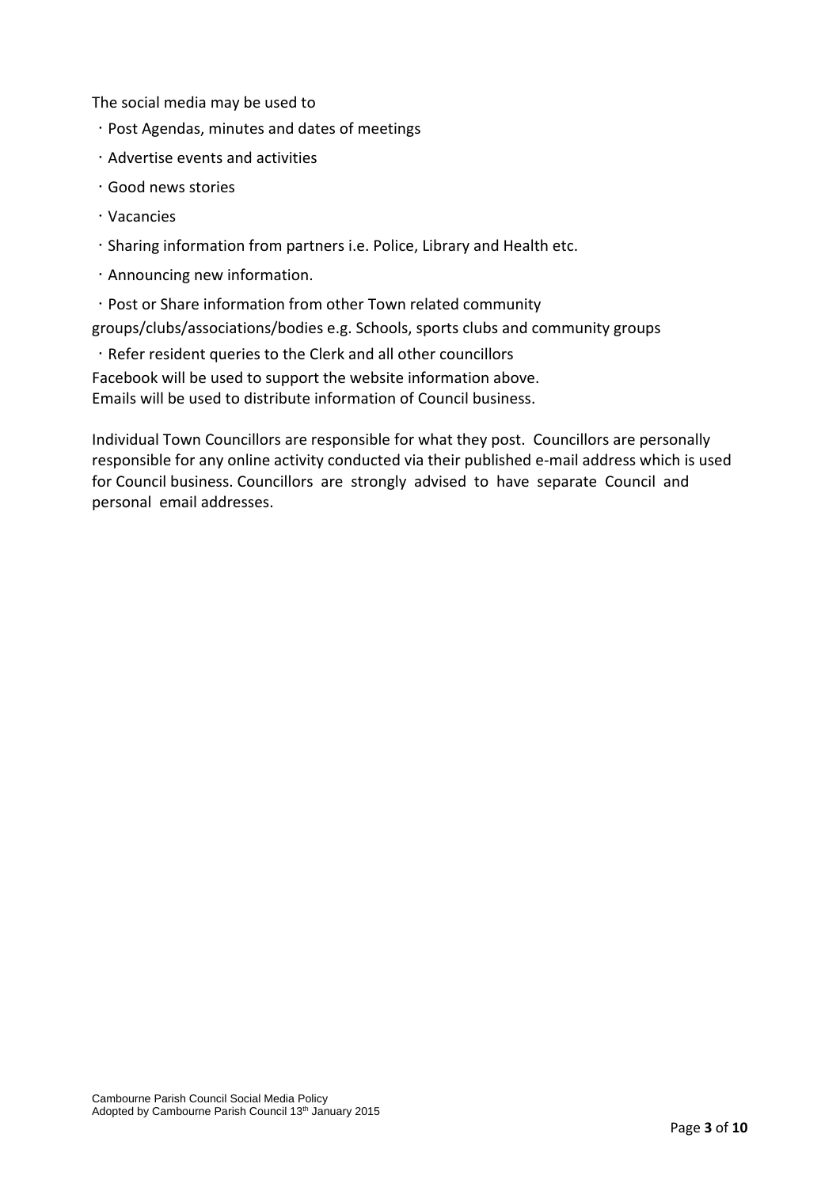The social media may be used to

- Post Agendas, minutes and dates of meetings
- Advertise events and activities
- Good news stories
- Vacancies
- Sharing information from partners i.e. Police, Library and Health etc.
- Announcing new information.
- Post or Share information from other Town related community groups/clubs/associations/bodies e.g. Schools, sports clubs and community groups
- Refer resident queries to the Clerk and all other councillors

Facebook will be used to support the website information above.
Emails will be used to distribute information of Council business.

Individual Town Councillors are responsible for what they post. Councillors are personally responsible for any online activity conducted via their published e-mail address which is used for Council business. Councillors are strongly advised to have separate Council and personal email addresses.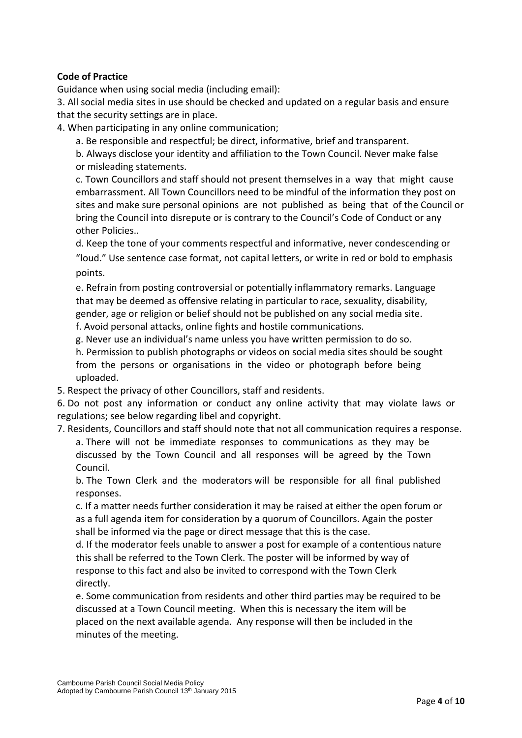**Code of Practice**

Guidance when using social media (including email):

3. All social media sites in use should be checked and updated on a regular basis and ensure that the security settings are in place.
4. When participating in any online communication;
   a. Be responsible and respectful; be direct, informative, brief and transparent.
   b. Always disclose your identity and affiliation to the Town Council. Never make false or misleading statements.
   c. Town Councillors and staff should not present themselves in a way that might cause embarrassment. All Town Councillors need to be mindful of the information they post on sites and make sure personal opinions are not published as being that of the Council or bring the Council into disrepute or is contrary to the Council's Code of Conduct or any other Policies..
   d. Keep the tone of your comments respectful and informative, never condescending or "loud." Use sentence case format, not capital letters, or write in red or bold to emphasis points.
   e. Refrain from posting controversial or potentially inflammatory remarks. Language that may be deemed as offensive relating in particular to race, sexuality, disability, gender, age or religion or belief should not be published on any social media site.
   f. Avoid personal attacks, online fights and hostile communications.
   g. Never use an individual's name unless you have written permission to do so.
   h. Permission to publish photographs or videos on social media sites should be sought from the persons or organisations in the video or photograph before being uploaded.
5. Respect the privacy of other Councillors, staff and residents.
6. Do not post any information or conduct any online activity that may violate laws or regulations; see below regarding libel and copyright.
7. Residents, Councillors and staff should note that not all communication requires a response.
   a. There will not be immediate responses to communications as they may be discussed by the Town Council and all responses will be agreed by the Town Council.
   b. The Town Clerk and the moderators will be responsible for all final published responses.
   c. If a matter needs further consideration it may be raised at either the open forum or as a full agenda item for consideration by a quorum of Councillors. Again the poster shall be informed via the page or direct message that this is the case.
   d. If the moderator feels unable to answer a post for example of a contentious nature this shall be referred to the Town Clerk. The poster will be informed by way of response to this fact and also be invited to correspond with the Town Clerk directly.
   e. Some communication from residents and other third parties may be required to be discussed at a Town Council meeting. When this is necessary the item will be placed on the next available agenda. Any response will then be included in the minutes of the meeting.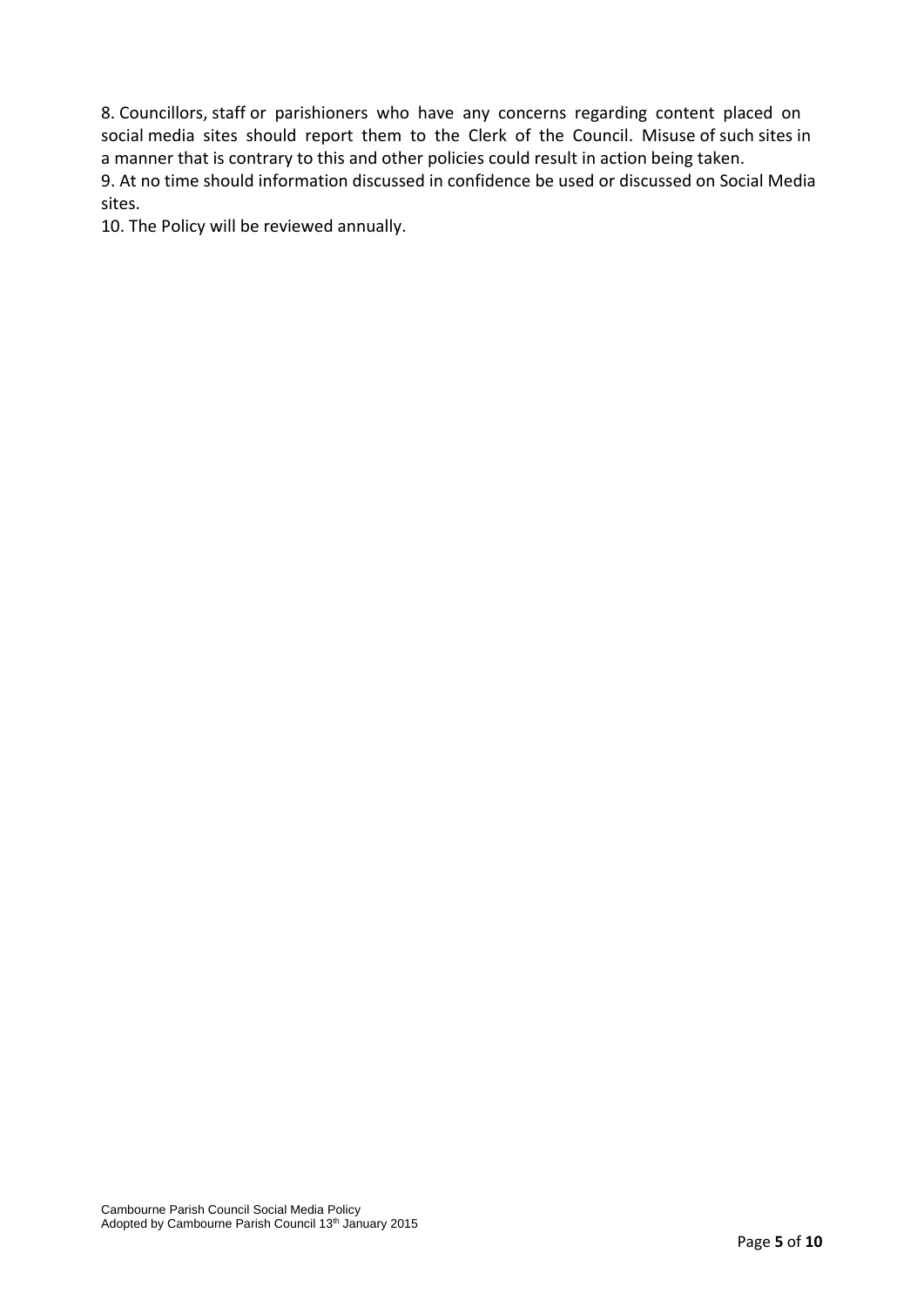8. Councillors, staff or parishioners who have any concerns regarding content placed on social media sites should report them to the Clerk of the Council. Misuse of such sites in a manner that is contrary to this and other policies could result in action being taken.

9. At no time should information discussed in confidence be used or discussed on Social Media sites.

10. The Policy will be reviewed annually.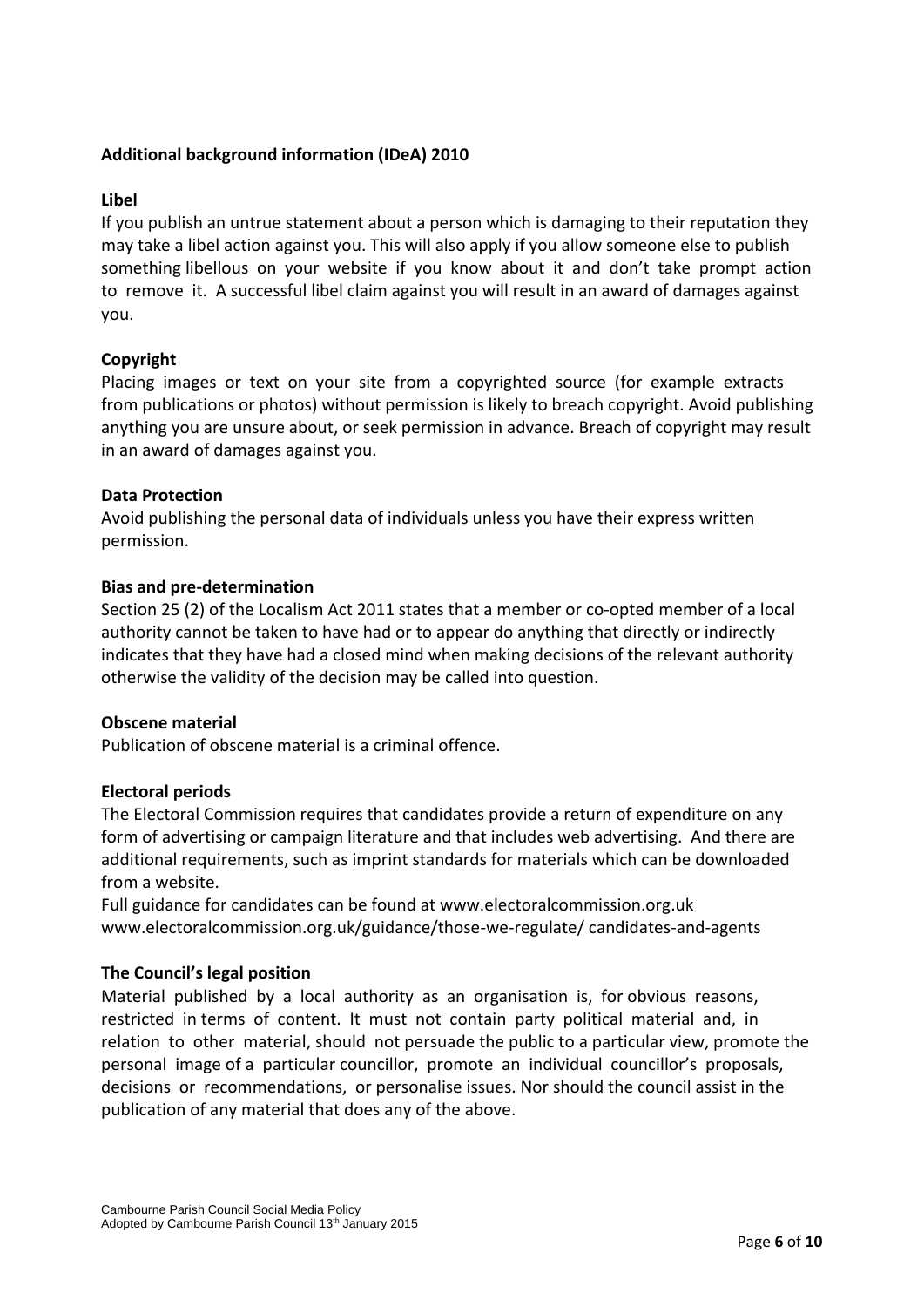**Additional background information (IDeA) 2010**

**Libel**

If you publish an untrue statement about a person which is damaging to their reputation they may take a libel action against you. This will also apply if you allow someone else to publish something libellous on your website if you know about it and don't take prompt action to remove it. A successful libel claim against you will result in an award of damages against you.

**Copyright**

Placing images or text on your site from a copyrighted source (for example extracts from publications or photos) without permission is likely to breach copyright. Avoid publishing anything you are unsure about, or seek permission in advance. Breach of copyright may result in an award of damages against you.

**Data Protection**

Avoid publishing the personal data of individuals unless you have their express written permission.

**Bias and pre-determination**

Section 25 (2) of the Localism Act 2011 states that a member or co-opted member of a local authority cannot be taken to have had or to appear do anything that directly or indirectly indicates that they have had a closed mind when making decisions of the relevant authority otherwise the validity of the decision may be called into question.

**Obscene material**

Publication of obscene material is a criminal offence.

**Electoral periods**

The Electoral Commission requires that candidates provide a return of expenditure on any form of advertising or campaign literature and that includes web advertising. And there are additional requirements, such as imprint standards for materials which can be downloaded from a website.

Full guidance for candidates can be found at www.electoralcommission.org.uk
www.electoralcommission.org.uk/guidance/those-we-regulate/ candidates-and-agents

**The Council's legal position**

Material published by a local authority as an organisation is, for obvious reasons, restricted in terms of content. It must not contain party political material and, in relation to other material, should not persuade the public to a particular view, promote the personal image of a particular councillor, promote an individual councillor's proposals, decisions or recommendations, or personalise issues. Nor should the council assist in the publication of any material that does any of the above.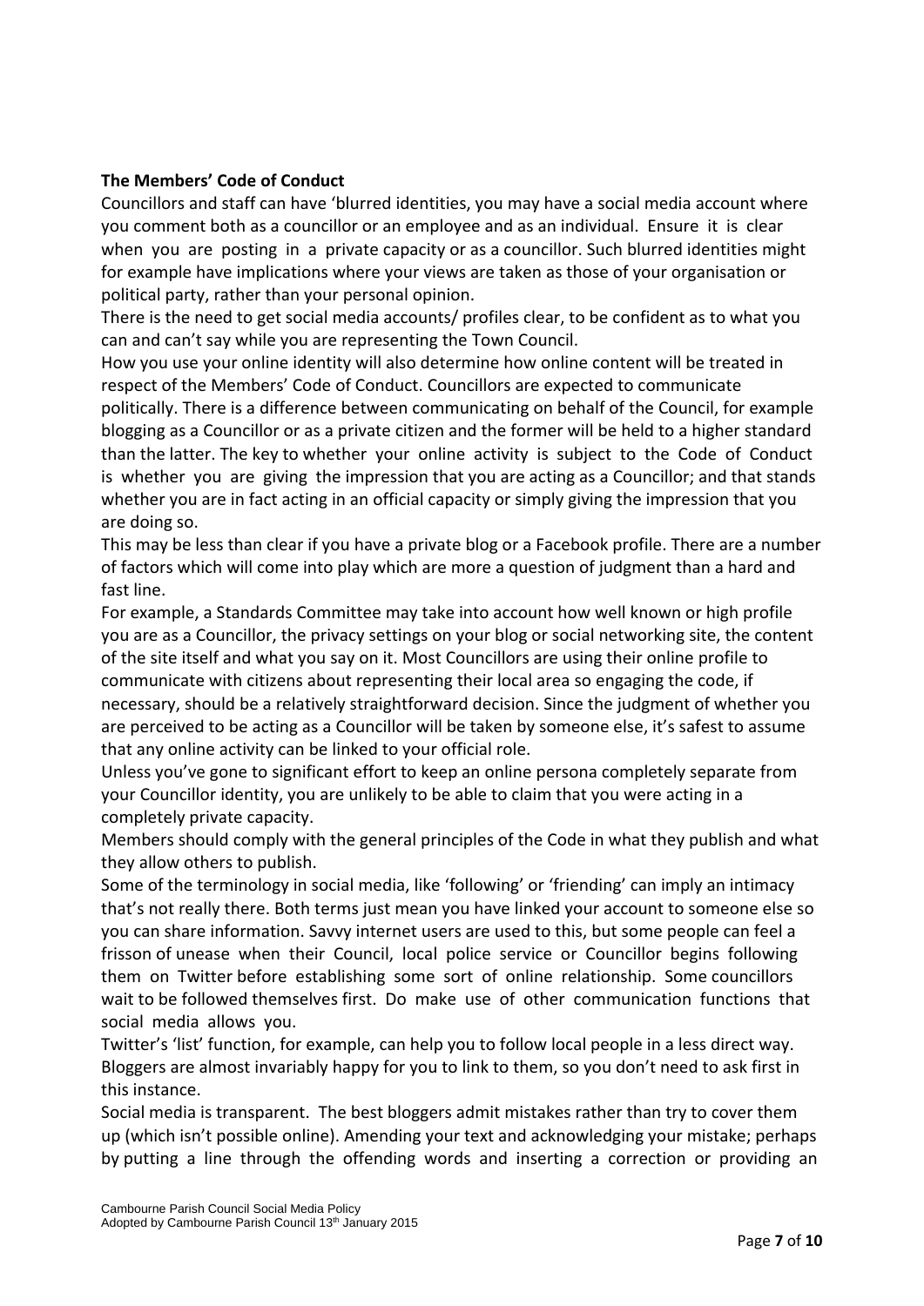**The Members' Code of Conduct**

Councillors and staff can have 'blurred identities, you may have a social media account where you comment both as a councillor or an employee and as an individual. Ensure it is clear when you are posting in a private capacity or as a councillor. Such blurred identities might for example have implications where your views are taken as those of your organisation or political party, rather than your personal opinion.

There is the need to get social media accounts/ profiles clear, to be confident as to what you can and can't say while you are representing the Town Council.

How you use your online identity will also determine how online content will be treated in respect of the Members' Code of Conduct. Councillors are expected to communicate politically. There is a difference between communicating on behalf of the Council, for example blogging as a Councillor or as a private citizen and the former will be held to a higher standard than the latter. The key to whether your online activity is subject to the Code of Conduct is whether you are giving the impression that you are acting as a Councillor; and that stands whether you are in fact acting in an official capacity or simply giving the impression that you are doing so.

This may be less than clear if you have a private blog or a Facebook profile. There are a number of factors which will come into play which are more a question of judgment than a hard and fast line.

For example, a Standards Committee may take into account how well known or high profile you are as a Councillor, the privacy settings on your blog or social networking site, the content of the site itself and what you say on it. Most Councillors are using their online profile to communicate with citizens about representing their local area so engaging the code, if necessary, should be a relatively straightforward decision. Since the judgment of whether you are perceived to be acting as a Councillor will be taken by someone else, it's safest to assume that any online activity can be linked to your official role.

Unless you've gone to significant effort to keep an online persona completely separate from your Councillor identity, you are unlikely to be able to claim that you were acting in a completely private capacity.

Members should comply with the general principles of the Code in what they publish and what they allow others to publish.

Some of the terminology in social media, like 'following' or 'friending' can imply an intimacy that's not really there. Both terms just mean you have linked your account to someone else so you can share information. Savvy internet users are used to this, but some people can feel a frisson of unease when their Council, local police service or Councillor begins following them on Twitter before establishing some sort of online relationship. Some councillors wait to be followed themselves first. Do make use of other communication functions that social media allows you.

Twitter's 'list' function, for example, can help you to follow local people in a less direct way. Bloggers are almost invariably happy for you to link to them, so you don't need to ask first in this instance.

Social media is transparent. The best bloggers admit mistakes rather than try to cover them up (which isn't possible online). Amending your text and acknowledging your mistake; perhaps by putting a line through the offending words and inserting a correction or providing an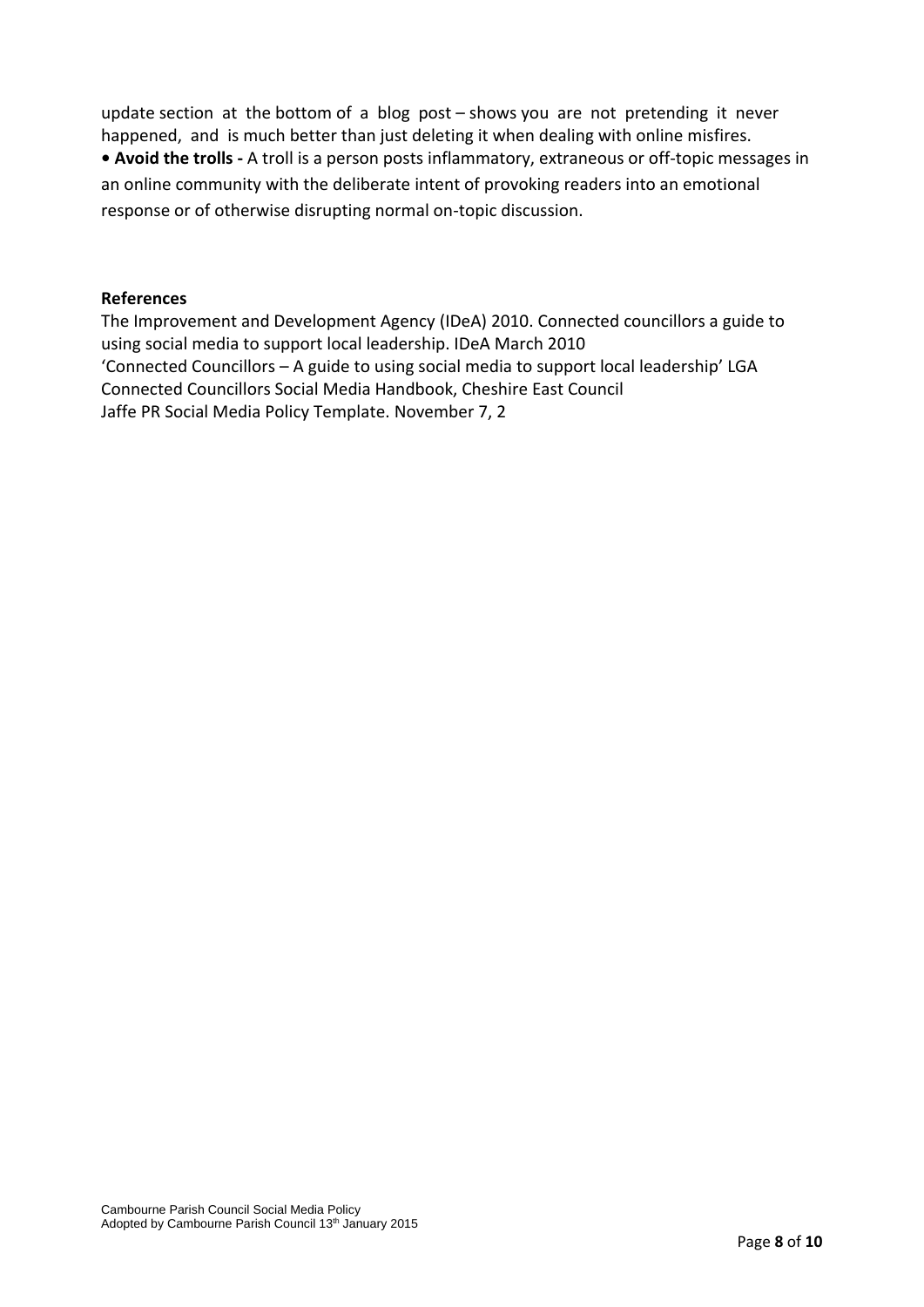update section at the bottom of a blog post – shows you are not pretending it never happened, and is much better than just deleting it when dealing with online misfires.

- **Avoid the trolls -** A troll is a person posts inflammatory, extraneous or off-topic messages in an online community with the deliberate intent of provoking readers into an emotional response or of otherwise disrupting normal on-topic discussion.

**References**

The Improvement and Development Agency (IDeA) 2010. Connected councillors a guide to using social media to support local leadership. IDeA March 2010
'Connected Councillors – A guide to using social media to support local leadership' LGA
Connected Councillors Social Media Handbook, Cheshire East Council
Jaffe PR Social Media Policy Template. November 7, 2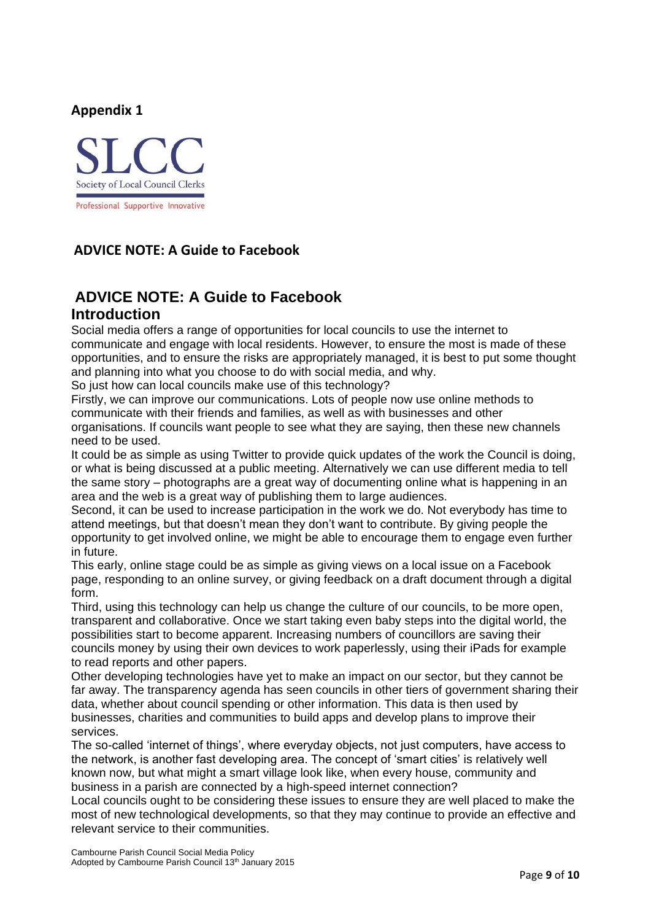**Appendix 1**

SLCC

Society of Local Council Clerks

Professional Supportive Innovative

**ADVICE NOTE: A Guide to Facebook**

# ADVICE NOTE: A Guide to Facebook

## Introduction

Social media offers a range of opportunities for local councils to use the internet to communicate and engage with local residents. However, to ensure the most is made of these opportunities, and to ensure the risks are appropriately managed, it is best to put some thought and planning into what you choose to do with social media, and why.

So just how can local councils make use of this technology?

Firstly, we can improve our communications. Lots of people now use online methods to communicate with their friends and families, as well as with businesses and other organisations. If councils want people to see what they are saying, then these new channels need to be used.

It could be as simple as using Twitter to provide quick updates of the work the Council is doing, or what is being discussed at a public meeting. Alternatively we can use different media to tell the same story – photographs are a great way of documenting online what is happening in an area and the web is a great way of publishing them to large audiences.

Second, it can be used to increase participation in the work we do. Not everybody has time to attend meetings, but that doesn't mean they don't want to contribute. By giving people the opportunity to get involved online, we might be able to encourage them to engage even further in future.

This early, online stage could be as simple as giving views on a local issue on a Facebook page, responding to an online survey, or giving feedback on a draft document through a digital form.

Third, using this technology can help us change the culture of our councils, to be more open, transparent and collaborative. Once we start taking even baby steps into the digital world, the possibilities start to become apparent. Increasing numbers of councillors are saving their councils money by using their own devices to work paperlessly, using their iPads for example to read reports and other papers.

Other developing technologies have yet to make an impact on our sector, but they cannot be far away. The transparency agenda has seen councils in other tiers of government sharing their data, whether about council spending or other information. This data is then used by businesses, charities and communities to build apps and develop plans to improve their services.

The so-called 'internet of things', where everyday objects, not just computers, have access to the network, is another fast developing area. The concept of 'smart cities' is relatively well known now, but what might a smart village look like, when every house, community and business in a parish are connected by a high-speed internet connection?

Local councils ought to be considering these issues to ensure they are well placed to make the most of new technological developments, so that they may continue to provide an effective and relevant service to their communities.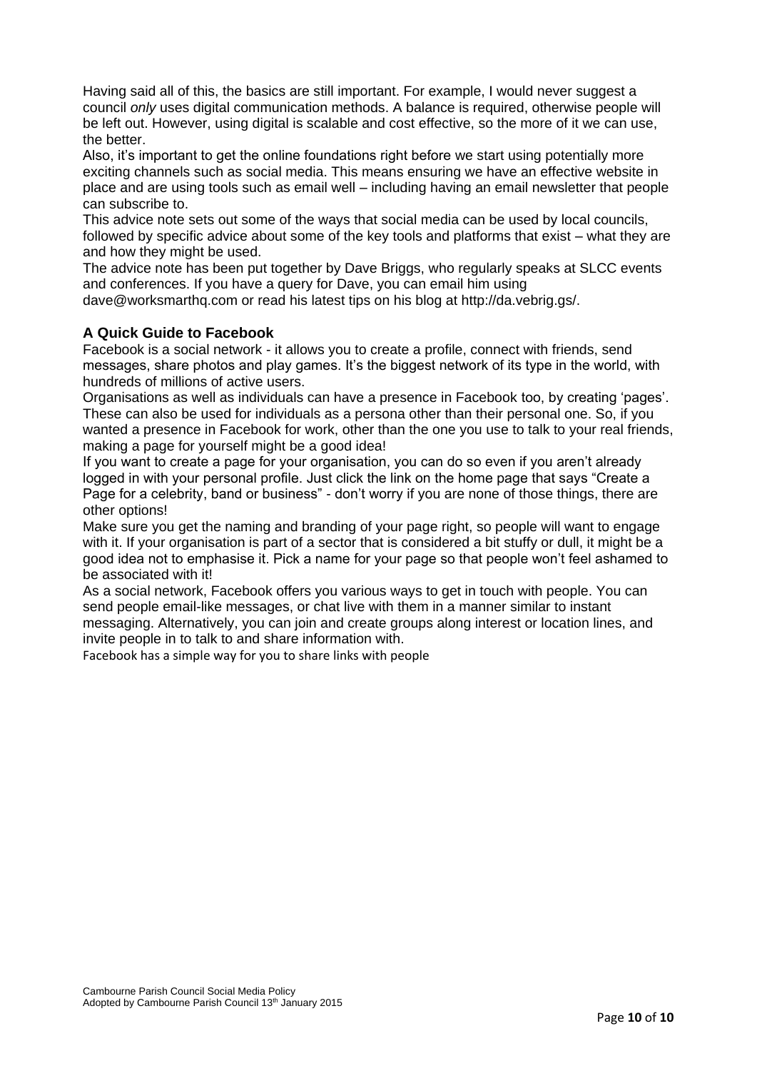Having said all of this, the basics are still important. For example, I would never suggest a council *only* uses digital communication methods. A balance is required, otherwise people will be left out. However, using digital is scalable and cost effective, so the more of it we can use, the better.

Also, it's important to get the online foundations right before we start using potentially more exciting channels such as social media. This means ensuring we have an effective website in place and are using tools such as email well – including having an email newsletter that people can subscribe to.

This advice note sets out some of the ways that social media can be used by local councils, followed by specific advice about some of the key tools and platforms that exist – what they are and how they might be used.

The advice note has been put together by Dave Briggs, who regularly speaks at SLCC events and conferences. If you have a query for Dave, you can email him using dave@worksmarthq.com or read his latest tips on his blog at http://da.vebrig.gs/.

### A Quick Guide to Facebook

Facebook is a social network - it allows you to create a profile, connect with friends, send messages, share photos and play games. It's the biggest network of its type in the world, with hundreds of millions of active users.

Organisations as well as individuals can have a presence in Facebook too, by creating 'pages'. These can also be used for individuals as a persona other than their personal one. So, if you wanted a presence in Facebook for work, other than the one you use to talk to your real friends, making a page for yourself might be a good idea!

If you want to create a page for your organisation, you can do so even if you aren't already logged in with your personal profile. Just click the link on the home page that says "Create a Page for a celebrity, band or business" - don't worry if you are none of those things, there are other options!

Make sure you get the naming and branding of your page right, so people will want to engage with it. If your organisation is part of a sector that is considered a bit stuffy or dull, it might be a good idea not to emphasise it. Pick a name for your page so that people won't feel ashamed to be associated with it!

As a social network, Facebook offers you various ways to get in touch with people. You can send people email-like messages, or chat live with them in a manner similar to instant messaging. Alternatively, you can join and create groups along interest or location lines, and invite people in to talk to and share information with.

Facebook has a simple way for you to share links with people